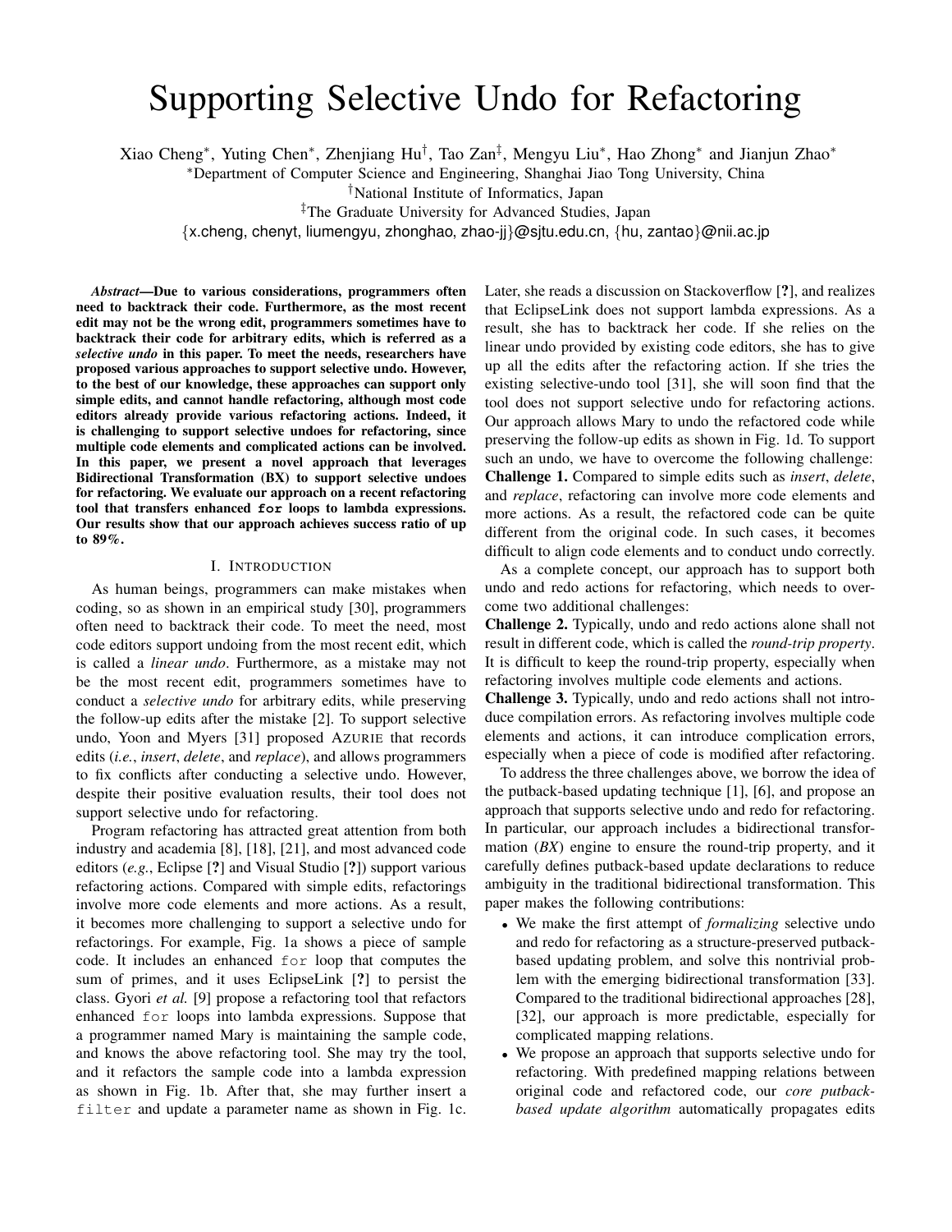# Supporting Selective Undo for Refactoring

Xiao Cheng*, Yuting Chen*, Zhenjiang Hu†, Tao Zan‡, Mengyu Liu*, Hao Zhong* and Jianjun Zhao*

*Department of Computer Science and Engineering, Shanghai Jiao Tong University, China

†National Institute of Informatics, Japan

‡The Graduate University for Advanced Studies, Japan

{x.cheng, chenyt, liumengyu, zhonghao, zhao-jj}@sjtu.edu.cn, {hu, zantao}@nii.ac.jp

***Abstract*—Due to various considerations, programmers often need to backtrack their code. Furthermore, as the most recent edit may not be the wrong edit, programmers sometimes have to backtrack their code for arbitrary edits, which is referred as a *selective undo* in this paper. To meet the needs, researchers have proposed various approaches to support selective undo. However, to the best of our knowledge, these approaches can support only simple edits, and cannot handle refactoring, although most code editors already provide various refactoring actions. Indeed, it is challenging to support selective undoes for refactoring, since multiple code elements and complicated actions can be involved. In this paper, we present a novel approach that leverages Bidirectional Transformation (BX) to support selective undoes for refactoring. We evaluate our approach on a recent refactoring tool that transfers enhanced `for` loops to lambda expressions. Our results show that our approach achieves success ratio of up to 89%.**

## I. Introduction

As human beings, programmers can make mistakes when coding, so as shown in an empirical study [30], programmers often need to backtrack their code. To meet the need, most code editors support undoing from the most recent edit, which is called a *linear undo*. Furthermore, as a mistake may not be the most recent edit, programmers sometimes have to conduct a *selective undo* for arbitrary edits, while preserving the follow-up edits after the mistake [2]. To support selective undo, Yoon and Myers [31] proposed AZURIE that records edits (*i.e.*, *insert*, *delete*, and *replace*), and allows programmers to fix conflicts after conducting a selective undo. However, despite their positive evaluation results, their tool does not support selective undo for refactoring.

Program refactoring has attracted great attention from both industry and academia [8], [18], [21], and most advanced code editors (*e.g.*, Eclipse [?] and Visual Studio [?]) support various refactoring actions. Compared with simple edits, refactorings involve more code elements and more actions. As a result, it becomes more challenging to support a selective undo for refactorings. For example, Fig. 1a shows a piece of sample code. It includes an enhanced `for` loop that computes the sum of primes, and it uses EclipseLink [?] to persist the class. Gyori *et al.* [9] propose a refactoring tool that refactors enhanced `for` loops into lambda expressions. Suppose that a programmer named Mary is maintaining the sample code, and knows the above refactoring tool. She may try the tool, and it refactors the sample code into a lambda expression as shown in Fig. 1b. After that, she may further insert a `filter` and update a parameter name as shown in Fig. 1c. Later, she reads a discussion on Stackoverflow [?], and realizes that EclipseLink does not support lambda expressions. As a result, she has to backtrack her code. If she relies on the linear undo provided by existing code editors, she has to give up all the edits after the refactoring action. If she tries the existing selective-undo tool [31], she will soon find that the tool does not support selective undo for refactoring actions. Our approach allows Mary to undo the refactored code while preserving the follow-up edits as shown in Fig. 1d. To support such an undo, we have to overcome the following challenge:

**Challenge 1.** Compared to simple edits such as *insert*, *delete*, and *replace*, refactoring can involve more code elements and more actions. As a result, the refactored code can be quite different from the original code. In such cases, it becomes difficult to align code elements and to conduct undo correctly.

As a complete concept, our approach has to support both undo and redo actions for refactoring, which needs to overcome two additional challenges:

**Challenge 2.** Typically, undo and redo actions alone shall not result in different code, which is called the *round-trip property*. It is difficult to keep the round-trip property, especially when refactoring involves multiple code elements and actions.

**Challenge 3.** Typically, undo and redo actions shall not introduce compilation errors. As refactoring involves multiple code elements and actions, it can introduce complication errors, especially when a piece of code is modified after refactoring.

To address the three challenges above, we borrow the idea of the putback-based updating technique [1], [6], and propose an approach that supports selective undo and redo for refactoring. In particular, our approach includes a bidirectional transformation (*BX*) engine to ensure the round-trip property, and it carefully defines putback-based update declarations to reduce ambiguity in the traditional bidirectional transformation. This paper makes the following contributions:

- We make the first attempt of *formalizing* selective undo and redo for refactoring as a structure-preserved putback-based updating problem, and solve this nontrivial problem with the emerging bidirectional transformation [33]. Compared to the traditional bidirectional approaches [28], [32], our approach is more predictable, especially for complicated mapping relations.
- We propose an approach that supports selective undo for refactoring. With predefined mapping relations between original code and refactored code, our *core putback-based update algorithm* automatically propagates edits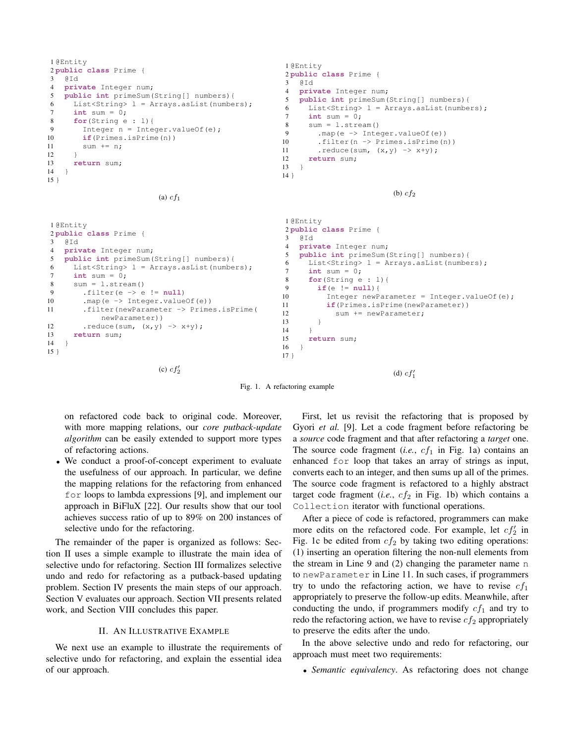```java
1 @Entity
2 public class Prime {
3   @Id
4   private Integer num;
5   public int primeSum(String[] numbers){
6     List<String> l = Arrays.asList(numbers);
7     int sum = 0;
8     for(String e : l){
9       Integer n = Integer.valueOf(e);
10      if(Primes.isPrime(n))
11      sum += n;
12    }
13    return sum;
14  }
15 }
```

(a) $cf_1$

```java
1 @Entity
2 public class Prime {
3   @Id
4   private Integer num;
5   public int primeSum(String[] numbers){
6     List<String> l = Arrays.asList(numbers);
7     int sum = 0;
8     sum = l.stream()
9       .map(e -> Integer.valueOf(e))
10      .filter(n -> Primes.isPrime(n))
11      .reduce(sum, (x,y) -> x+y);
12    return sum;
13  }
14 }
```

(b) $cf_2$

```java
1 @Entity
2 public class Prime {
3   @Id
4   private Integer num;
5   public int primeSum(String[] numbers){
6     List<String> l = Arrays.asList(numbers);
7     int sum = 0;
8     sum = l.stream()
9       .filter(e -> e != null)
10      .map(e -> Integer.valueOf(e))
11      .filter(newParameter -> Primes.isPrime(
          newParameter))
12      .reduce(sum, (x,y) -> x+y);
13    return sum;
14  }
15 }
```

(c) $cf'_2$

```java
1 @Entity
2 public class Prime {
3   @Id
4   private Integer num;
5   public int primeSum(String[] numbers){
6     List<String> l = Arrays.asList(numbers);
7     int sum = 0;
8     for(String e : l){
9       if(e != null){
10        Integer newParameter = Integer.valueOf(e);
11        if(Primes.isPrime(newParameter))
12          sum += newParameter;
13      }
14    }
15    return sum;
16  }
17 }
```

(d) $cf'_1$

Fig. 1. A refactoring example

on refactored code back to original code. Moreover, with more mapping relations, our *core putback-update algorithm* can be easily extended to support more types of refactoring actions.

- We conduct a proof-of-concept experiment to evaluate the usefulness of our approach. In particular, we define the mapping relations for the refactoring from enhanced `for` loops to lambda expressions [9], and implement our approach in BiFluX [22]. Our results show that our tool achieves success ratio of up to 89% on 200 instances of selective undo for the refactoring.

The remainder of the paper is organized as follows: Section II uses a simple example to illustrate the main idea of selective undo for refactoring. Section III formalizes selective undo and redo for refactoring as a putback-based updating problem. Section IV presents the main steps of our approach. Section V evaluates our approach. Section VII presents related work, and Section VIII concludes this paper.

## II. An Illustrative Example

We next use an example to illustrate the requirements of selective undo for refactoring, and explain the essential idea of our approach.

First, let us revisit the refactoring that is proposed by Gyori *et al.* [9]. Let a code fragment before refactoring be a *source* code fragment and that after refactoring a *target* one. The source code fragment (*i.e.*, $cf_1$ in Fig. 1a) contains an enhanced `for` loop that takes an array of strings as input, converts each to an integer, and then sums up all of the primes. The source code fragment is refactored to a highly abstract target code fragment (*i.e.*, $cf_2$ in Fig. 1b) which contains a `Collection` iterator with functional operations.

After a piece of code is refactored, programmers can make more edits on the refactored code. For example, let $cf'_2$ in Fig. 1c be edited from $cf_2$ by taking two editing operations: (1) inserting an operation filtering the non-null elements from the stream in Line 9 and (2) changing the parameter name `n` to `newParameter` in Line 11. In such cases, if programmers try to undo the refactoring action, we have to revise $cf_1$ appropriately to preserve the follow-up edits. Meanwhile, after conducting the undo, if programmers modify $cf_1$ and try to redo the refactoring action, we have to revise $cf_2$ appropriately to preserve the edits after the undo.

In the above selective undo and redo for refactoring, our approach must meet two requirements:

- *Semantic equivalency*. As refactoring does not change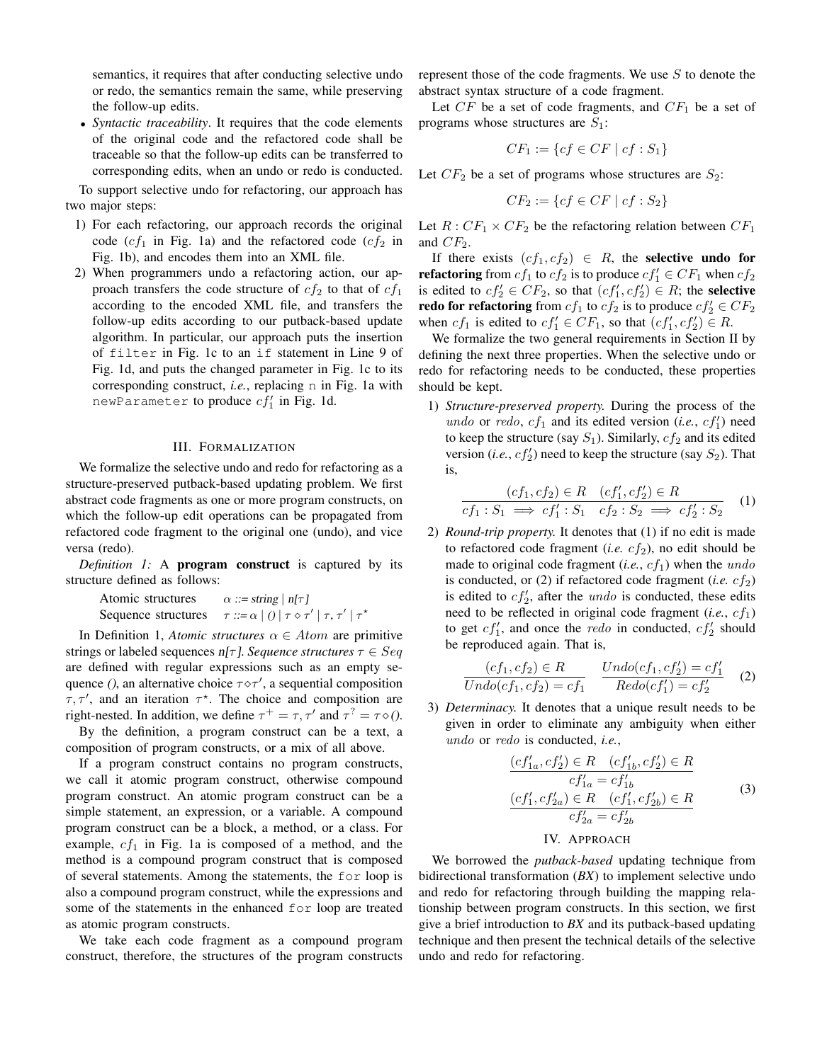semantics, it requires that after conducting selective undo or redo, the semantics remain the same, while preserving the follow-up edits.

- *Syntactic traceability*. It requires that the code elements of the original code and the refactored code shall be traceable so that the follow-up edits can be transferred to corresponding edits, when an undo or redo is conducted.

To support selective undo for refactoring, our approach has two major steps:

1) For each refactoring, our approach records the original code ($cf_1$ in Fig. 1a) and the refactored code ($cf_2$ in Fig. 1b), and encodes them into an XML file.
2) When programmers undo a refactoring action, our approach transfers the code structure of $cf_2$ to that of $cf_1$ according to the encoded XML file, and transfers the follow-up edits according to our putback-based update algorithm. In particular, our approach puts the insertion of `filter` in Fig. 1c to an `if` statement in Line 9 of Fig. 1d, and puts the changed parameter in Fig. 1c to its corresponding construct, *i.e.*, replacing `n` in Fig. 1a with `newParameter` to produce $cf_1'$ in Fig. 1d.

## III. Formalization

We formalize the selective undo and redo for refactoring as a structure-preserved putback-based updating problem. We first abstract code fragments as one or more program constructs, on which the follow-up edit operations can be propagated from refactored code fragment to the original one (undo), and vice versa (redo).

*Definition 1:* A **program construct** is captured by its structure defined as follows:

Atomic structures $\quad \alpha ::= string \mid n[\tau]$

Sequence structures $\quad \tau ::= \alpha \mid () \mid \tau \diamond \tau' \mid \tau, \tau' \mid \tau^\star$

In Definition 1, *Atomic structures* $\alpha \in Atom$ are primitive strings or labeled sequences *n[τ]*. *Sequence structures* $\tau \in Seq$ are defined with regular expressions such as an empty sequence *()*, an alternative choice $\tau \diamond \tau'$, a sequential composition $\tau, \tau'$, and an iteration $\tau^\star$. The choice and composition are right-nested. In addition, we define $\tau^+ = \tau, \tau'$ and $\tau^? = \tau \diamond ()$.

By the definition, a program construct can be a text, a composition of program constructs, or a mix of all above.

If a program construct contains no program constructs, we call it atomic program construct, otherwise compound program construct. An atomic program construct can be a simple statement, an expression, or a variable. A compound program construct can be a block, a method, or a class. For example, $cf_1$ in Fig. 1a is composed of a method, and the method is a compound program construct that is composed of several statements. Among the statements, the `for` loop is also a compound program construct, while the expressions and some of the statements in the enhanced `for` loop are treated as atomic program constructs.

We take each code fragment as a compound program construct, therefore, the structures of the program constructs represent those of the code fragments. We use $S$ to denote the abstract syntax structure of a code fragment.

Let $CF$ be a set of code fragments, and $CF_1$ be a set of programs whose structures are $S_1$:

$$CF_1 := \{cf \in CF \mid cf : S_1\}$$

Let $CF_2$ be a set of programs whose structures are $S_2$:

$$CF_2 := \{cf \in CF \mid cf : S_2\}$$

Let $R : CF_1 \times CF_2$ be the refactoring relation between $CF_1$ and $CF_2$.

If there exists $(cf_1, cf_2) \in R$, the **selective undo for refactoring** from $cf_1$ to $cf_2$ is to produce $cf_1' \in CF_1$ when $cf_2$ is edited to $cf_2' \in CF_2$, so that $(cf_1', cf_2') \in R$; the **selective redo for refactoring** from $cf_1$ to $cf_2$ is to produce $cf_2' \in CF_2$ when $cf_1$ is edited to $cf_1' \in CF_1$, so that $(cf_1', cf_2') \in R$.

We formalize the two general requirements in Section II by defining the next three properties. When the selective undo or redo for refactoring needs to be conducted, these properties should be kept.

1) *Structure-preserved property.* During the process of the $undo$ or $redo$, $cf_1$ and its edited version (*i.e.*, $cf_1'$) need to keep the structure (say $S_1$). Similarly, $cf_2$ and its edited version (*i.e.*, $cf_2'$) need to keep the structure (say $S_2$). That is,

$$\frac{(cf_1, cf_2) \in R \quad (cf_1', cf_2') \in R}{cf_1 : S_1 \implies cf_1' : S_1 \quad cf_2 : S_2 \implies cf_2' : S_2} \tag{1}$$

2) *Round-trip property.* It denotes that (1) if no edit is made to refactored code fragment (*i.e.* $cf_2$), no edit should be made to original code fragment (*i.e.*, $cf_1$) when the $undo$ is conducted, or (2) if refactored code fragment (*i.e.* $cf_2$) is edited to $cf_2'$, after the $undo$ is conducted, these edits need to be reflected in original code fragment (*i.e.*, $cf_1$) to get $cf_1'$, and once the $redo$ in conducted, $cf_2'$ should be reproduced again. That is,

$$\frac{(cf_1, cf_2) \in R}{Undo(cf_1, cf_2) = cf_1} \quad \frac{Undo(cf_1, cf_2') = cf_1'}{Redo(cf_1') = cf_2'} \tag{2}$$

3) *Determinacy.* It denotes that a unique result needs to be given in order to eliminate any ambiguity when either $undo$ or $redo$ is conducted, *i.e.*,

$$\begin{gathered} \frac{(cf_{1a}', cf_2') \in R \quad (cf_{1b}', cf_2') \in R}{cf_{1a}' = cf_{1b}'} \\ \frac{(cf_1', cf_{2a}') \in R \quad (cf_1', cf_{2b}') \in R}{cf_{2a}' = cf_{2b}'} \end{gathered} \tag{3}$$

## IV. Approach

We borrowed the *putback-based* updating technique from bidirectional transformation (*BX*) to implement selective undo and redo for refactoring through building the mapping relationship between program constructs. In this section, we first give a brief introduction to *BX* and its putback-based updating technique and then present the technical details of the selective undo and redo for refactoring.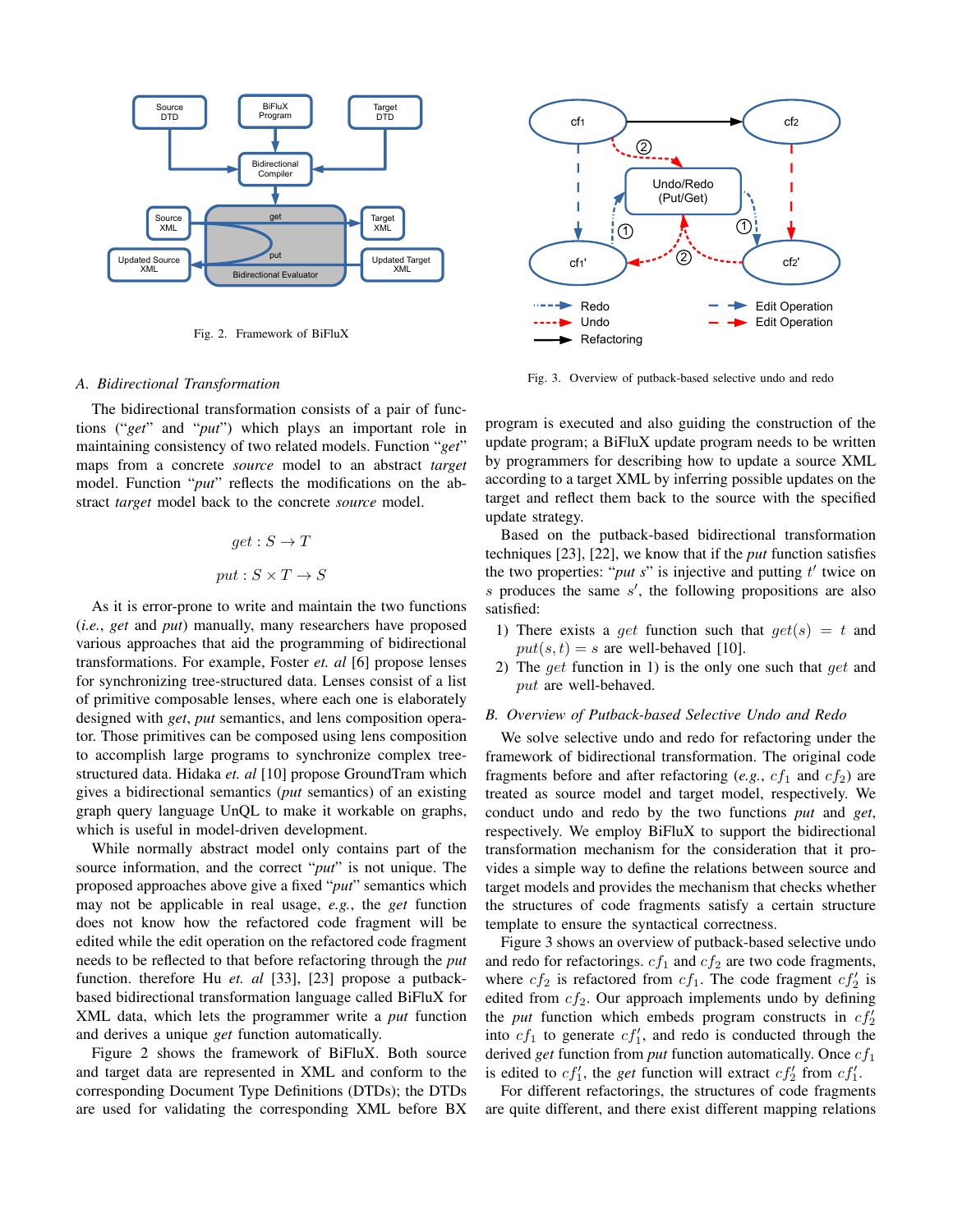Source DTD

BiFluX Program

Target DTD

Bidirectional Compiler

Source XML

get

Target XML

put

Updated Source XML

Bidirectional Evaluator

Updated Target XML

Fig. 2. Framework of BiFluX

cf1

cf2

②

Undo/Redo (Put/Get)

①

①

cf1'

②

cf2'

Redo

Undo

Refactoring

Edit Operation

Edit Operation

Fig. 3. Overview of putback-based selective undo and redo

### *A. Bidirectional Transformation*

The bidirectional transformation consists of a pair of functions ("*get*" and "*put*") which plays an important role in maintaining consistency of two related models. Function "*get*" maps from a concrete *source* model to an abstract *target* model. Function "*put*" reflects the modifications on the abstract *target* model back to the concrete *source* model.

$$get : S \to T$$

$$put : S \times T \to S$$

As it is error-prone to write and maintain the two functions (*i.e.*, *get* and *put*) manually, many researchers have proposed various approaches that aid the programming of bidirectional transformations. For example, Foster *et. al* [6] propose lenses for synchronizing tree-structured data. Lenses consist of a list of primitive composable lenses, where each one is elaborately designed with *get*, *put* semantics, and lens composition operator. Those primitives can be composed using lens composition to accomplish large programs to synchronize complex tree-structured data. Hidaka *et. al* [10] propose GroundTram which gives a bidirectional semantics (*put* semantics) of an existing graph query language UnQL to make it workable on graphs, which is useful in model-driven development.

While normally abstract model only contains part of the source information, and the correct "*put*" is not unique. The proposed approaches above give a fixed "*put*" semantics which may not be applicable in real usage, *e.g.*, the *get* function does not know how the refactored code fragment will be edited while the edit operation on the refactored code fragment needs to be reflected to that before refactoring through the *put* function. therefore Hu *et. al* [33], [23] propose a putback-based bidirectional transformation language called BiFluX for XML data, which lets the programmer write a *put* function and derives a unique *get* function automatically.

Figure 2 shows the framework of BiFluX. Both source and target data are represented in XML and conform to the corresponding Document Type Definitions (DTDs); the DTDs are used for validating the corresponding XML before BX program is executed and also guiding the construction of the update program; a BiFluX update program needs to be written by programmers for describing how to update a source XML according to a target XML by inferring possible updates on the target and reflect them back to the source with the specified update strategy.

Based on the putback-based bidirectional transformation techniques [23], [22], we know that if the *put* function satisfies the two properties: "*put* $s$" is injective and putting $t'$ twice on $s$ produces the same $s'$, the following propositions are also satisfied:

1) There exists a $get$ function such that $get(s) = t$ and $put(s, t) = s$ are well-behaved [10].
2) The $get$ function in 1) is the only one such that $get$ and $put$ are well-behaved.

### *B. Overview of Putback-based Selective Undo and Redo*

We solve selective undo and redo for refactoring under the framework of bidirectional transformation. The original code fragments before and after refactoring (*e.g.*, $cf_1$ and $cf_2$) are treated as source model and target model, respectively. We conduct undo and redo by the two functions *put* and *get*, respectively. We employ BiFluX to support the bidirectional transformation mechanism for the consideration that it provides a simple way to define the relations between source and target models and provides the mechanism that checks whether the structures of code fragments satisfy a certain structure template to ensure the syntactical correctness.

Figure 3 shows an overview of putback-based selective undo and redo for refactorings. $cf_1$ and $cf_2$ are two code fragments, where $cf_2$ is refactored from $cf_1$. The code fragment $cf_2'$ is edited from $cf_2$. Our approach implements undo by defining the *put* function which embeds program constructs in $cf_2'$ into $cf_1$ to generate $cf_1'$, and redo is conducted through the derived *get* function from *put* function automatically. Once $cf_1$ is edited to $cf_1'$, the *get* function will extract $cf_2'$ from $cf_1'$.

For different refactorings, the structures of code fragments are quite different, and there exist different mapping relations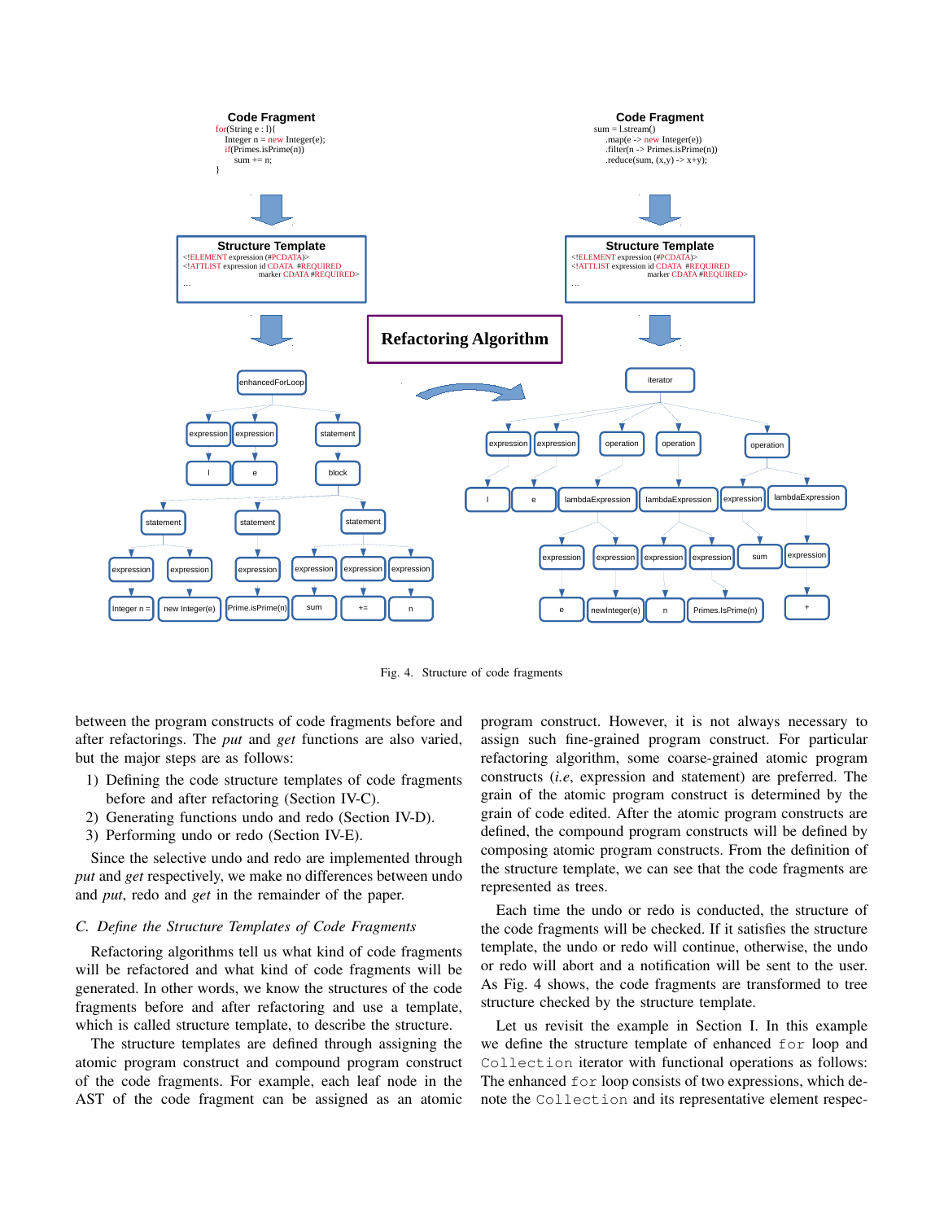Code Fragment

```
for(String e : l){
    Integer n = new Integer(e);
    if(Primes.isPrime(n))
        sum += n;
}
```

Structure Template

```
<!ELEMENT expression (#PCDATA)>
<!ATTLIST expression id CDATA #REQUIRED
                     marker CDATA #REQUIRED>
...
```

Code Fragment

```
sum = l.stream()
    .map(e -> new Integer(e))
    .filter(n -> Primes.isPrime(n))
    .reduce(sum, (x,y) -> x+y);
```

Structure Template

```
<!ELEMENT expression (#PCDATA)>
<!ATTLIST expression id CDATA #REQUIRED
                     marker CDATA #REQUIRED>
...
```

Refactoring Algorithm

enhancedForLoop
expression expression statement
l e block
statement statement statement
expression expression expression expression expression expression
Integer n = new Integer(e) Prime.isPrime(n) sum += n

iterator
expression expression operation operation operation
l e lambdaExpression lambdaExpression expression lambdaExpression
expression expression expression expression sum expression
e newInteger(e) n Primes.IsPrime(n) +

Fig. 4. Structure of code fragments

between the program constructs of code fragments before and after refactorings. The *put* and *get* functions are also varied, but the major steps are as follows:

1) Defining the code structure templates of code fragments before and after refactoring (Section IV-C).
2) Generating functions undo and redo (Section IV-D).
3) Performing undo or redo (Section IV-E).

Since the selective undo and redo are implemented through *put* and *get* respectively, we make no differences between undo and *put*, redo and *get* in the remainder of the paper.

### C. Define the Structure Templates of Code Fragments

Refactoring algorithms tell us what kind of code fragments will be refactored and what kind of code fragments will be generated. In other words, we know the structures of the code fragments before and after refactoring and use a template, which is called structure template, to describe the structure.

The structure templates are defined through assigning the atomic program construct and compound program construct of the code fragments. For example, each leaf node in the AST of the code fragment can be assigned as an atomic program construct. However, it is not always necessary to assign such fine-grained program construct. For particular refactoring algorithm, some coarse-grained atomic program constructs (*i.e*, expression and statement) are preferred. The grain of the atomic program construct is determined by the grain of code edited. After the atomic program constructs are defined, the compound program constructs will be defined by composing atomic program constructs. From the definition of the structure template, we can see that the code fragments are represented as trees.

Each time the undo or redo is conducted, the structure of the code fragments will be checked. If it satisfies the structure template, the undo or redo will continue, otherwise, the undo or redo will abort and a notification will be sent to the user. As Fig. 4 shows, the code fragments are transformed to tree structure checked by the structure template.

Let us revisit the example in Section I. In this example we define the structure template of enhanced `for` loop and `Collection` iterator with functional operations as follows: The enhanced `for` loop consists of two expressions, which denote the `Collection` and its representative element respec-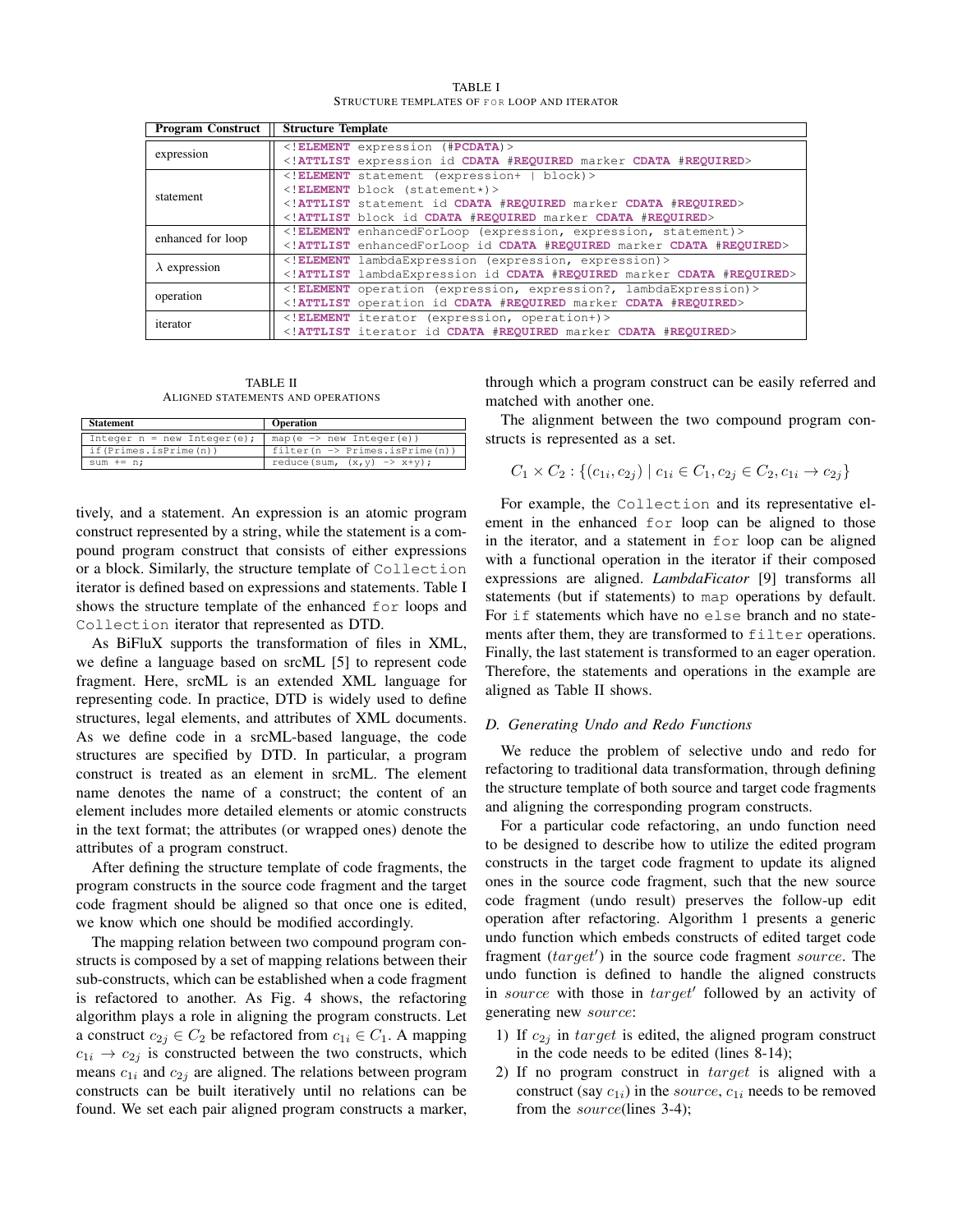TABLE I
STRUCTURE TEMPLATES OF FOR LOOP AND ITERATOR

| Program Construct | Structure Template |
|---|---|
| expression | `<!ELEMENT expression (#PCDATA)>` `<!ATTLIST expression id CDATA #REQUIRED marker CDATA #REQUIRED>` |
| statement | `<!ELEMENT statement (expression+ \| block)>` `<!ELEMENT block (statement*)>` `<!ATTLIST statement id CDATA #REQUIRED marker CDATA #REQUIRED>` `<!ATTLIST block id CDATA #REQUIRED marker CDATA #REQUIRED>` |
| enhanced for loop | `<!ELEMENT enhancedForLoop (expression, expression, statement)>` `<!ATTLIST enhancedForLoop id CDATA #REQUIRED marker CDATA #REQUIRED>` |
| $\lambda$ expression | `<!ELEMENT lambdaExpression (expression, expression)>` `<!ATTLIST lambdaExpression id CDATA #REQUIRED marker CDATA #REQUIRED>` |
| operation | `<!ELEMENT operation (expression, expression?, lambdaExpression)>` `<!ATTLIST operation id CDATA #REQUIRED marker CDATA #REQUIRED>` |
| iterator | `<!ELEMENT iterator (expression, operation+)>` `<!ATTLIST iterator id CDATA #REQUIRED marker CDATA #REQUIRED>` |

TABLE II
ALIGNED STATEMENTS AND OPERATIONS

| Statement | Operation |
|---|---|
| `Integer n = new Integer(e);` | `map(e -> new Integer(e))` |
| `if(Primes.isPrime(n))` | `filter(n -> Primes.isPrime(n))` |
| `sum += n;` | `reduce(sum, (x,y) -> x+y);` |

tively, and a statement. An expression is an atomic program construct represented by a string, while the statement is a compound program construct that consists of either expressions or a block. Similarly, the structure template of `Collection` iterator is defined based on expressions and statements. Table I shows the structure template of the enhanced `for` loops and `Collection` iterator that represented as DTD.

As BiFluX supports the transformation of files in XML, we define a language based on srcML [5] to represent code fragment. Here, srcML is an extended XML language for representing code. In practice, DTD is widely used to define structures, legal elements, and attributes of XML documents. As we define code in a srcML-based language, the code structures are specified by DTD. In particular, a program construct is treated as an element in srcML. The element name denotes the name of a construct; the content of an element includes more detailed elements or atomic constructs in the text format; the attributes (or wrapped ones) denote the attributes of a program construct.

After defining the structure template of code fragments, the program constructs in the source code fragment and the target code fragment should be aligned so that once one is edited, we know which one should be modified accordingly.

The mapping relation between two compound program constructs is composed by a set of mapping relations between their sub-constructs, which can be established when a code fragment is refactored to another. As Fig. 4 shows, the refactoring algorithm plays a role in aligning the program constructs. Let a construct $c_{2j} \in C_2$ be refactored from $c_{1i} \in C_1$. A mapping $c_{1i} \rightarrow c_{2j}$ is constructed between the two constructs, which means $c_{1i}$ and $c_{2j}$ are aligned. The relations between program constructs can be built iteratively until no relations can be found. We set each pair aligned program constructs a marker, through which a program construct can be easily referred and matched with another one.

The alignment between the two compound program constructs is represented as a set.

$$C_1 \times C_2 : \{(c_{1i}, c_{2j}) \mid c_{1i} \in C_1, c_{2j} \in C_2, c_{1i} \rightarrow c_{2j}\}$$

For example, the `Collection` and its representative element in the enhanced `for` loop can be aligned to those in the iterator, and a statement in `for` loop can be aligned with a functional operation in the iterator if their composed expressions are aligned. *LambdaFicator* [9] transforms all statements (but if statements) to `map` operations by default. For `if` statements which have no `else` branch and no statements after them, they are transformed to `filter` operations. Finally, the last statement is transformed to an eager operation. Therefore, the statements and operations in the example are aligned as Table II shows.

### D. Generating Undo and Redo Functions

We reduce the problem of selective undo and redo for refactoring to traditional data transformation, through defining the structure template of both source and target code fragments and aligning the corresponding program constructs.

For a particular code refactoring, an undo function need to be designed to describe how to utilize the edited program constructs in the target code fragment to update its aligned ones in the source code fragment, such that the new source code fragment (undo result) preserves the follow-up edit operation after refactoring. Algorithm 1 presents a generic undo function which embeds constructs of edited target code fragment ($target'$) in the source code fragment $source$. The undo function is defined to handle the aligned constructs in $source$ with those in $target'$ followed by an activity of generating new $source$:

1) If $c_{2j}$ in $target$ is edited, the aligned program construct in the code needs to be edited (lines 8-14);
2) If no program construct in $target$ is aligned with a construct (say $c_{1i}$) in the $source$, $c_{1i}$ needs to be removed from the $source$(lines 3-4);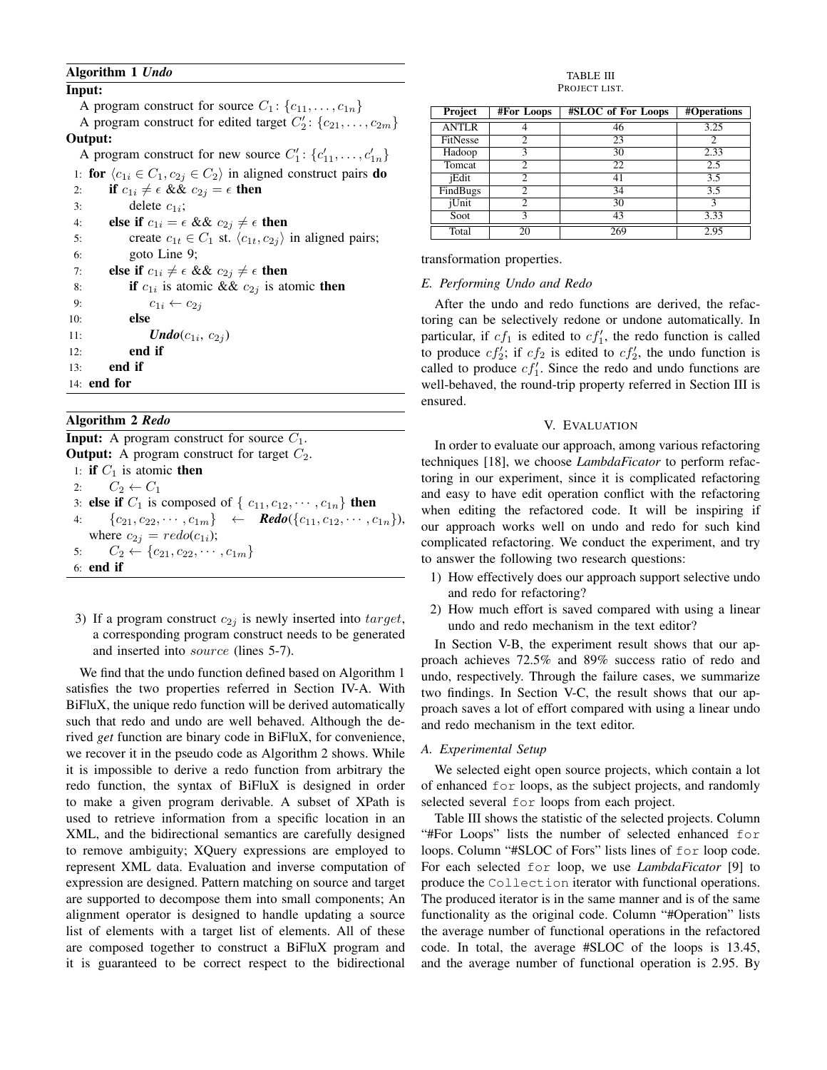**Algorithm 1** ***Undo***

**Input:**

A program construct for source $C_1$: $\{c_{11}, \ldots, c_{1n}\}$

A program construct for edited target $C'_2$: $\{c_{21}, \ldots, c_{2m}\}$

**Output:**

A program construct for new source $C'_1$: $\{c'_{11}, \ldots, c'_{1n}\}$

```
1:  for ⟨c_1i ∈ C_1, c_2j ∈ C_2⟩ in aligned construct pairs do
2:      if c_1i ≠ ε && c_2j = ε then
3:          delete c_1i;
4:      else if c_1i = ε && c_2j ≠ ε then
5:          create c_1t ∈ C_1 st. ⟨c_1t, c_2j⟩ in aligned pairs;
6:          goto Line 9;
7:      else if c_1i ≠ ε && c_2j ≠ ε then
8:          if c_1i is atomic && c_2j is atomic then
9:              c_1i ← c_2j
10:         else
11:             Undo(c_1i, c_2j)
12:         end if
13:     end if
14: end for
```

**Algorithm 2** ***Redo***

**Input:** A program construct for source $C_1$.

**Output:** A program construct for target $C_2$.

```
1: if C_1 is atomic then
2:     C_2 ← C_1
3: else if C_1 is composed of { c_11, c_12, ··· , c_1n } then
4:     {c_21, c_22, ··· , c_1m} ← Redo({c_11, c_12, ··· , c_1n}),
       where c_2j = redo(c_1i);
5:     C_2 ← {c_21, c_22, ··· , c_1m}
6: end if
```

3) If a program construct $c_{2j}$ is newly inserted into $target$, a corresponding program construct needs to be generated and inserted into $source$ (lines 5-7).

We find that the undo function defined based on Algorithm 1 satisfies the two properties referred in Section IV-A. With BiFluX, the unique redo function will be derived automatically such that redo and undo are well behaved. Although the derived *get* function are binary code in BiFluX, for convenience, we recover it in the pseudo code as Algorithm 2 shows. While it is impossible to derive a redo function from arbitrary the redo function, the syntax of BiFluX is designed in order to make a given program derivable. A subset of XPath is used to retrieve information from a specific location in an XML, and the bidirectional semantics are carefully designed to remove ambiguity; XQuery expressions are employed to represent XML data. Evaluation and inverse computation of expression are designed. Pattern matching on source and target are supported to decompose them into small components; An alignment operator is designed to handle updating a source list of elements with a target list of elements. All of these are composed together to construct a BiFluX program and it is guaranteed to be correct respect to the bidirectional transformation properties.

### *E. Performing Undo and Redo*

After the undo and redo functions are derived, the refactoring can be selectively redone or undone automatically. In particular, if $cf_1$ is edited to $cf'_1$, the redo function is called to produce $cf'_2$; if $cf_2$ is edited to $cf'_2$, the undo function is called to produce $cf'_1$. Since the redo and undo functions are well-behaved, the round-trip property referred in Section III is ensured.

## V. Evaluation

In order to evaluate our approach, among various refactoring techniques [18], we choose *LambdaFicator* to perform refactoring in our experiment, since it is complicated refactoring and easy to have edit operation conflict with the refactoring when editing the refactored code. It will be inspiring if our approach works well on undo and redo for such kind complicated refactoring. We conduct the experiment, and try to answer the following two research questions:

1) How effectively does our approach support selective undo and redo for refactoring?
2) How much effort is saved compared with using a linear undo and redo mechanism in the text editor?

In Section V-B, the experiment result shows that our approach achieves 72.5% and 89% success ratio of redo and undo, respectively. Through the failure cases, we summarize two findings. In Section V-C, the result shows that our approach saves a lot of effort compared with using a linear undo and redo mechanism in the text editor.

### *A. Experimental Setup*

We selected eight open source projects, which contain a lot of enhanced `for` loops, as the subject projects, and randomly selected several `for` loops from each project.

TABLE III
Project list.

| Project | #For Loops | #SLOC of For Loops | #Operations |
|---|---|---|---|
| ANTLR | 4 | 46 | 3.25 |
| FitNesse | 2 | 23 | 2 |
| Hadoop | 3 | 30 | 2.33 |
| Tomcat | 2 | 22 | 2.5 |
| jEdit | 2 | 41 | 3.5 |
| FindBugs | 2 | 34 | 3.5 |
| jUnit | 2 | 30 | 3 |
| Soot | 3 | 43 | 3.33 |
| Total | 20 | 269 | 2.95 |

Table III shows the statistic of the selected projects. Column "#For Loops" lists the number of selected enhanced `for` loops. Column "#SLOC of Fors" lists lines of `for` loop code. For each selected `for` loop, we use *LambdaFicator* [9] to produce the `Collection` iterator with functional operations. The produced iterator is in the same manner and is of the same functionality as the original code. Column "#Operation" lists the average number of functional operations in the refactored code. In total, the average #SLOC of the loops is 13.45, and the average number of functional operation is 2.95. By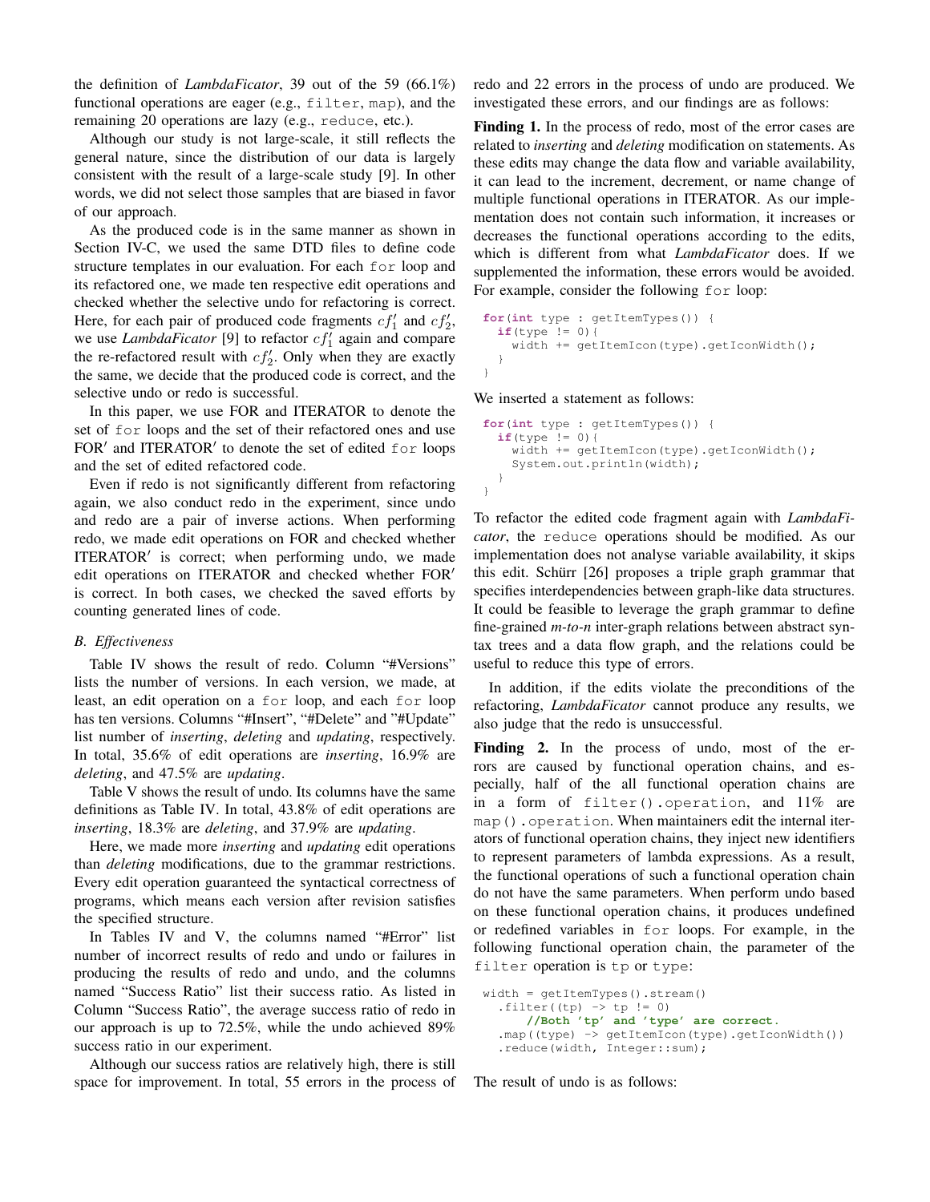the definition of *LambdaFicator*, 39 out of the 59 (66.1%) functional operations are eager (e.g., filter, map), and the remaining 20 operations are lazy (e.g., reduce, etc.).

Although our study is not large-scale, it still reflects the general nature, since the distribution of our data is largely consistent with the result of a large-scale study [9]. In other words, we did not select those samples that are biased in favor of our approach.

As the produced code is in the same manner as shown in Section IV-C, we used the same DTD files to define code structure templates in our evaluation. For each for loop and its refactored one, we made ten respective edit operations and checked whether the selective undo for refactoring is correct. Here, for each pair of produced code fragments $cf_1'$ and $cf_2'$, we use *LambdaFicator* [9] to refactor $cf_1'$ again and compare the re-refactored result with $cf_2'$. Only when they are exactly the same, we decide that the produced code is correct, and the selective undo or redo is successful.

In this paper, we use FOR and ITERATOR to denote the set of for loops and the set of their refactored ones and use FOR′ and ITERATOR′ to denote the set of edited for loops and the set of edited refactored code.

Even if redo is not significantly different from refactoring again, we also conduct redo in the experiment, since undo and redo are a pair of inverse actions. When performing redo, we made edit operations on FOR and checked whether ITERATOR′ is correct; when performing undo, we made edit operations on ITERATOR and checked whether FOR′ is correct. In both cases, we checked the saved efforts by counting generated lines of code.

### B. Effectiveness

Table IV shows the result of redo. Column "#Versions" lists the number of versions. In each version, we made, at least, an edit operation on a for loop, and each for loop has ten versions. Columns "#Insert", "#Delete" and "#Update" list number of *inserting*, *deleting* and *updating*, respectively. In total, 35.6% of edit operations are *inserting*, 16.9% are *deleting*, and 47.5% are *updating*.

Table V shows the result of undo. Its columns have the same definitions as Table IV. In total, 43.8% of edit operations are *inserting*, 18.3% are *deleting*, and 37.9% are *updating*.

Here, we made more *inserting* and *updating* edit operations than *deleting* modifications, due to the grammar restrictions. Every edit operation guaranteed the syntactical correctness of programs, which means each version after revision satisfies the specified structure.

In Tables IV and V, the columns named "#Error" list number of incorrect results of redo and undo or failures in producing the results of redo and undo, and the columns named "Success Ratio" list their success ratio. As listed in Column "Success Ratio", the average success ratio of redo in our approach is up to 72.5%, while the undo achieved 89% success ratio in our experiment.

Although our success ratios are relatively high, there is still space for improvement. In total, 55 errors in the process of redo and 22 errors in the process of undo are produced. We investigated these errors, and our findings are as follows:

**Finding 1.** In the process of redo, most of the error cases are related to *inserting* and *deleting* modification on statements. As these edits may change the data flow and variable availability, it can lead to the increment, decrement, or name change of multiple functional operations in ITERATOR. As our implementation does not contain such information, it increases or decreases the functional operations according to the edits, which is different from what *LambdaFicator* does. If we supplemented the information, these errors would be avoided. For example, consider the following for loop:

```
for(int type : getItemTypes()) {
  if(type != 0){
    width += getItemIcon(type).getIconWidth();
  }
}
```

We inserted a statement as follows:

```
for(int type : getItemTypes()) {
  if(type != 0){
    width += getItemIcon(type).getIconWidth();
    System.out.println(width);
  }
}
```

To refactor the edited code fragment again with *LambdaFicator*, the reduce operations should be modified. As our implementation does not analyse variable availability, it skips this edit. Schürr [26] proposes a triple graph grammar that specifies interdependencies between graph-like data structures. It could be feasible to leverage the graph grammar to define fine-grained *m-to-n* inter-graph relations between abstract syntax trees and a data flow graph, and the relations could be useful to reduce this type of errors.

In addition, if the edits violate the preconditions of the refactoring, *LambdaFicator* cannot produce any results, we also judge that the redo is unsuccessful.

**Finding 2.** In the process of undo, most of the errors are caused by functional operation chains, and especially, half of the all functional operation chains are in a form of filter().operation, and 11% are map().operation. When maintainers edit the internal iterators of functional operation chains, they inject new identifiers to represent parameters of lambda expressions. As a result, the functional operations of such a functional operation chain do not have the same parameters. When perform undo based on these functional operation chains, it produces undefined or redefined variables in for loops. For example, in the following functional operation chain, the parameter of the filter operation is tp or type:

```
width = getItemTypes().stream()
  .filter((tp) -> tp != 0)
      //Both 'tp' and 'type' are correct.
  .map((type) -> getItemIcon(type).getIconWidth())
  .reduce(width, Integer::sum);
```

The result of undo is as follows: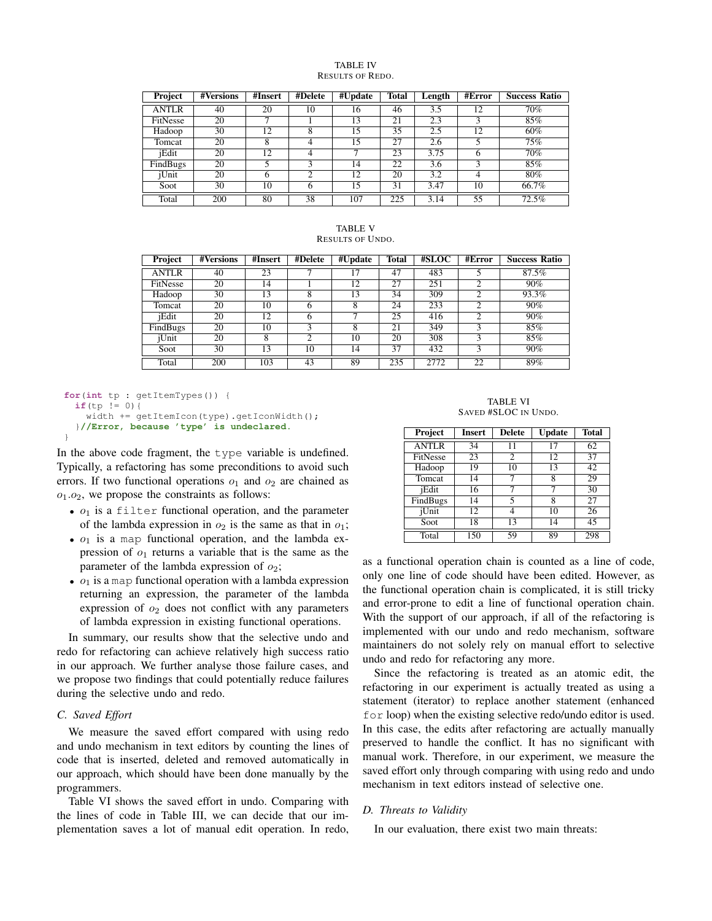TABLE IV
RESULTS OF REDO.

| Project | #Versions | #Insert | #Delete | #Update | Total | Length | #Error | Success Ratio |
|---|---|---|---|---|---|---|---|---|
| ANTLR | 40 | 20 | 10 | 16 | 46 | 3.5 | 12 | 70% |
| FitNesse | 20 | 7 | 1 | 13 | 21 | 2.3 | 3 | 85% |
| Hadoop | 30 | 12 | 8 | 15 | 35 | 2.5 | 12 | 60% |
| Tomcat | 20 | 8 | 4 | 15 | 27 | 2.6 | 5 | 75% |
| jEdit | 20 | 12 | 4 | 7 | 23 | 3.75 | 6 | 70% |
| FindBugs | 20 | 5 | 3 | 14 | 22 | 3.6 | 3 | 85% |
| jUnit | 20 | 6 | 2 | 12 | 20 | 3.2 | 4 | 80% |
| Soot | 30 | 10 | 6 | 15 | 31 | 3.47 | 10 | 66.7% |
| Total | 200 | 80 | 38 | 107 | 225 | 3.14 | 55 | 72.5% |

TABLE V
RESULTS OF UNDO.

| Project | #Versions | #Insert | #Delete | #Update | Total | #SLOC | #Error | Success Ratio |
|---|---|---|---|---|---|---|---|---|
| ANTLR | 40 | 23 | 7 | 17 | 47 | 483 | 5 | 87.5% |
| FitNesse | 20 | 14 | 1 | 12 | 27 | 251 | 2 | 90% |
| Hadoop | 30 | 13 | 8 | 13 | 34 | 309 | 2 | 93.3% |
| Tomcat | 20 | 10 | 6 | 8 | 24 | 233 | 2 | 90% |
| jEdit | 20 | 12 | 6 | 7 | 25 | 416 | 2 | 90% |
| FindBugs | 20 | 10 | 3 | 8 | 21 | 349 | 3 | 85% |
| jUnit | 20 | 8 | 2 | 10 | 20 | 308 | 3 | 85% |
| Soot | 30 | 13 | 10 | 14 | 37 | 432 | 3 | 90% |
| Total | 200 | 103 | 43 | 89 | 235 | 2772 | 22 | 89% |

```
for(int tp : getItemTypes()) {
  if(tp != 0){
    width += getItemIcon(type).getIconWidth();
  }//Error, because 'type' is undeclared.
}
```

In the above code fragment, the `type` variable is undefined. Typically, a refactoring has some preconditions to avoid such errors. If two functional operations $o_1$ and $o_2$ are chained as $o_1.o_2$, we propose the constraints as follows:

- $o_1$ is a `filter` functional operation, and the parameter of the lambda expression in $o_2$ is the same as that in $o_1$;
- $o_1$ is a `map` functional operation, and the lambda expression of $o_1$ returns a variable that is the same as the parameter of the lambda expression of $o_2$;
- $o_1$ is a `map` functional operation with a lambda expression returning an expression, the parameter of the lambda expression of $o_2$ does not conflict with any parameters of lambda expression in existing functional operations.

In summary, our results show that the selective undo and redo for refactoring can achieve relatively high success ratio in our approach. We further analyse those failure cases, and we propose two findings that could potentially reduce failures during the selective undo and redo.

### C. Saved Effort

We measure the saved effort compared with using redo and undo mechanism in text editors by counting the lines of code that is inserted, deleted and removed automatically in our approach, which should have been done manually by the programmers.

Table VI shows the saved effort in undo. Comparing with the lines of code in Table III, we can decide that our implementation saves a lot of manual edit operation. In redo, as a functional operation chain is counted as a line of code, only one line of code should have been edited. However, as the functional operation chain is complicated, it is still tricky and error-prone to edit a line of functional operation chain. With the support of our approach, if all of the refactoring is implemented with our undo and redo mechanism, software maintainers do not solely rely on manual effort to selective undo and redo for refactoring any more.

TABLE VI
SAVED #SLOC IN UNDO.

| Project | Insert | Delete | Update | Total |
|---|---|---|---|---|
| ANTLR | 34 | 11 | 17 | 62 |
| FitNesse | 23 | 2 | 12 | 37 |
| Hadoop | 19 | 10 | 13 | 42 |
| Tomcat | 14 | 7 | 8 | 29 |
| jEdit | 16 | 7 | 7 | 30 |
| FindBugs | 14 | 5 | 8 | 27 |
| jUnit | 12 | 4 | 10 | 26 |
| Soot | 18 | 13 | 14 | 45 |
| Total | 150 | 59 | 89 | 298 |

Since the refactoring is treated as an atomic edit, the refactoring in our experiment is actually treated as using a statement (iterator) to replace another statement (enhanced `for` loop) when the existing selective redo/undo editor is used. In this case, the edits after refactoring are actually manually preserved to handle the conflict. It has no significant with manual work. Therefore, in our experiment, we measure the saved effort only through comparing with using redo and undo mechanism in text editors instead of selective one.

### D. Threats to Validity

In our evaluation, there exist two main threats: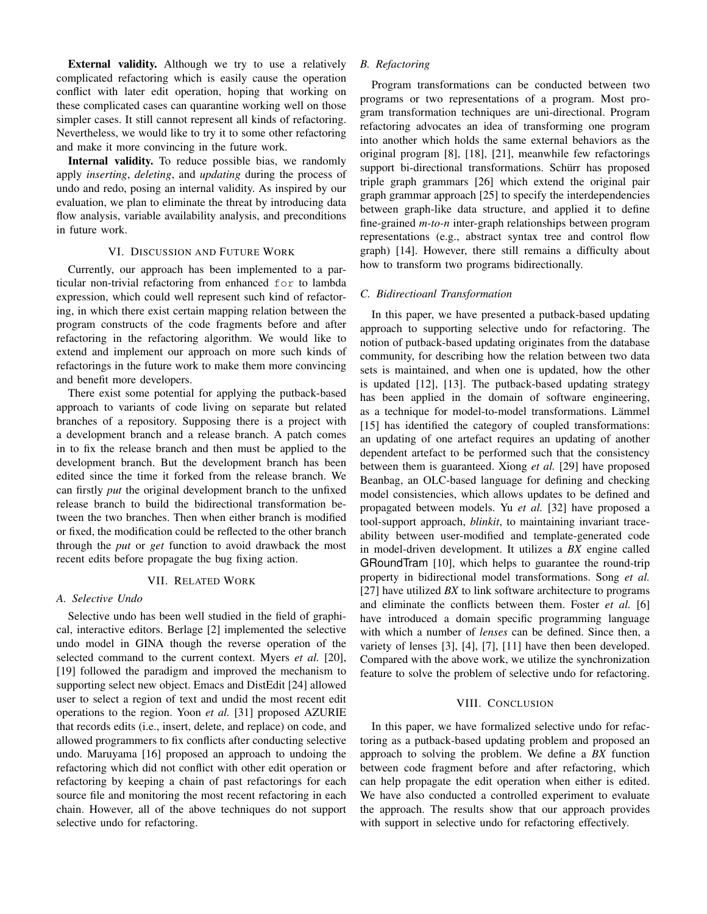**External validity.** Although we try to use a relatively complicated refactoring which is easily cause the operation conflict with later edit operation, hoping that working on these complicated cases can quarantine working well on those simpler cases. It still cannot represent all kinds of refactoring. Nevertheless, we would like to try it to some other refactoring and make it more convincing in the future work.

**Internal validity.** To reduce possible bias, we randomly apply *inserting*, *deleting*, and *updating* during the process of undo and redo, posing an internal validity. As inspired by our evaluation, we plan to eliminate the threat by introducing data flow analysis, variable availability analysis, and preconditions in future work.

## VI. Discussion and Future Work

Currently, our approach has been implemented to a particular non-trivial refactoring from enhanced `for` to lambda expression, which could well represent such kind of refactoring, in which there exist certain mapping relation between the program constructs of the code fragments before and after refactoring in the refactoring algorithm. We would like to extend and implement our approach on more such kinds of refactorings in the future work to make them more convincing and benefit more developers.

There exist some potential for applying the putback-based approach to variants of code living on separate but related branches of a repository. Supposing there is a project with a development branch and a release branch. A patch comes in to fix the release branch and then must be applied to the development branch. But the development branch has been edited since the time it forked from the release branch. We can firstly *put* the original development branch to the unfixed release branch to build the bidirectional transformation between the two branches. Then when either branch is modified or fixed, the modification could be reflected to the other branch through the *put* or *get* function to avoid drawback the most recent edits before propagate the bug fixing action.

## VII. Related Work

### A. Selective Undo

Selective undo has been well studied in the field of graphical, interactive editors. Berlage [2] implemented the selective undo model in GINA though the reverse operation of the selected command to the current context. Myers *et al.* [20], [19] followed the paradigm and improved the mechanism to supporting select new object. Emacs and DistEdit [24] allowed user to select a region of text and undid the most recent edit operations to the region. Yoon *et al.* [31] proposed AZURIE that records edits (i.e., insert, delete, and replace) on code, and allowed programmers to fix conflicts after conducting selective undo. Maruyama [16] proposed an approach to undoing the refactoring which did not conflict with other edit operation or refactoring by keeping a chain of past refactorings for each source file and monitoring the most recent refactoring in each chain. However, all of the above techniques do not support selective undo for refactoring.

### B. Refactoring

Program transformations can be conducted between two programs or two representations of a program. Most program transformation techniques are uni-directional. Program refactoring advocates an idea of transforming one program into another which holds the same external behaviors as the original program [8], [18], [21], meanwhile few refactorings support bi-directional transformations. Schürr has proposed triple graph grammars [26] which extend the original pair graph grammar approach [25] to specify the interdependencies between graph-like data structure, and applied it to define fine-grained *m-to-n* inter-graph relationships between program representations (e.g., abstract syntax tree and control flow graph) [14]. However, there still remains a difficulty about how to transform two programs bidirectionally.

### C. Bidirectioanl Transformation

In this paper, we have presented a putback-based updating approach to supporting selective undo for refactoring. The notion of putback-based updating originates from the database community, for describing how the relation between two data sets is maintained, and when one is updated, how the other is updated [12], [13]. The putback-based updating strategy has been applied in the domain of software engineering, as a technique for model-to-model transformations. Lämmel [15] has identified the category of coupled transformations: an updating of one artefact requires an updating of another dependent artefact to be performed such that the consistency between them is guaranteed. Xiong *et al.* [29] have proposed Beanbag, an OLC-based language for defining and checking model consistencies, which allows updates to be defined and propagated between models. Yu *et al.* [32] have proposed a tool-support approach, *blinkit*, to maintaining invariant traceability between user-modified and template-generated code in model-driven development. It utilizes a *BX* engine called GRoundTram [10], which helps to guarantee the round-trip property in bidirectional model transformations. Song *et al.* [27] have utilized *BX* to link software architecture to programs and eliminate the conflicts between them. Foster *et al.* [6] have introduced a domain specific programming language with which a number of *lenses* can be defined. Since then, a variety of lenses [3], [4], [7], [11] have then been developed. Compared with the above work, we utilize the synchronization feature to solve the problem of selective undo for refactoring.

## VIII. Conclusion

In this paper, we have formalized selective undo for refactoring as a putback-based updating problem and proposed an approach to solving the problem. We define a *BX* function between code fragment before and after refactoring, which can help propagate the edit operation when either is edited. We have also conducted a controlled experiment to evaluate the approach. The results show that our approach provides with support in selective undo for refactoring effectively.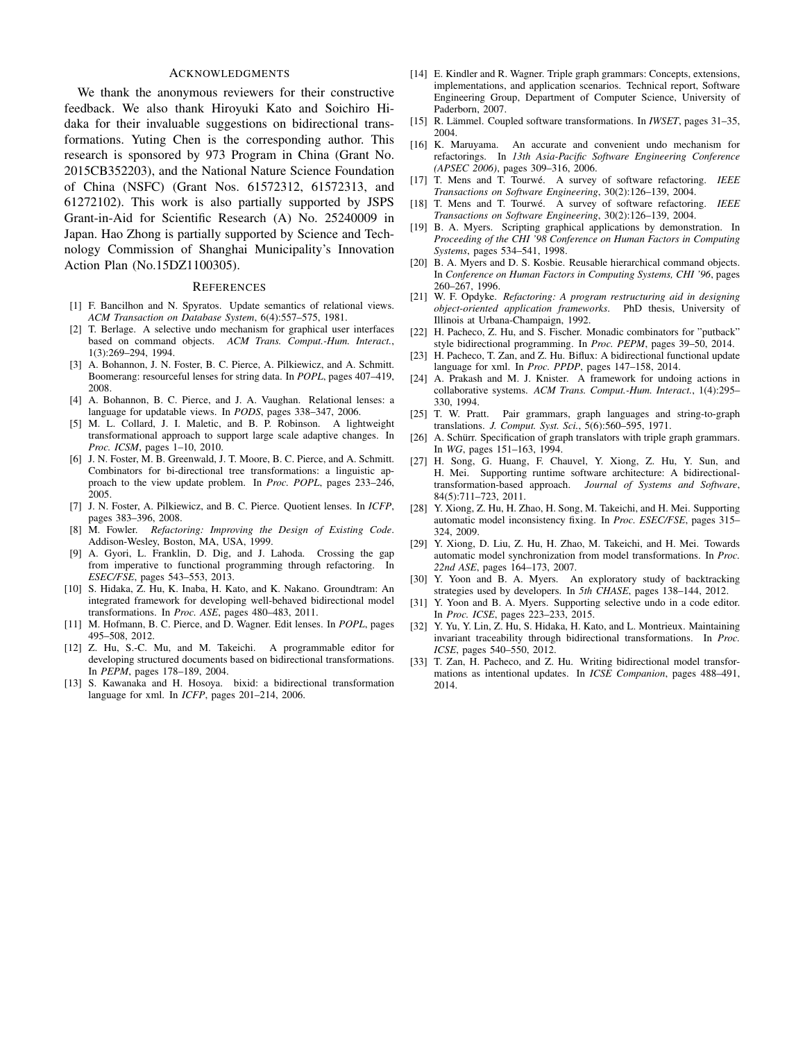## ACKNOWLEDGMENTS

We thank the anonymous reviewers for their constructive feedback. We also thank Hiroyuki Kato and Soichiro Hidaka for their invaluable suggestions on bidirectional transformations. Yuting Chen is the corresponding author. This research is sponsored by 973 Program in China (Grant No. 2015CB352203), and the National Nature Science Foundation of China (NSFC) (Grant Nos. 61572312, 61572313, and 61272102). This work is also partially supported by JSPS Grant-in-Aid for Scientific Research (A) No. 25240009 in Japan. Hao Zhong is partially supported by Science and Technology Commission of Shanghai Municipality's Innovation Action Plan (No.15DZ1100305).

## REFERENCES

[1] F. Bancilhon and N. Spyratos. Update semantics of relational views. *ACM Transaction on Database System*, 6(4):557–575, 1981.

[2] T. Berlage. A selective undo mechanism for graphical user interfaces based on command objects. *ACM Trans. Comput.-Hum. Interact.*, 1(3):269–294, 1994.

[3] A. Bohannon, J. N. Foster, B. C. Pierce, A. Pilkiewicz, and A. Schmitt. Boomerang: resourceful lenses for string data. In *POPL*, pages 407–419, 2008.

[4] A. Bohannon, B. C. Pierce, and J. A. Vaughan. Relational lenses: a language for updatable views. In *PODS*, pages 338–347, 2006.

[5] M. L. Collard, J. I. Maletic, and B. P. Robinson. A lightweight transformational approach to support large scale adaptive changes. In *Proc. ICSM*, pages 1–10, 2010.

[6] J. N. Foster, M. B. Greenwald, J. T. Moore, B. C. Pierce, and A. Schmitt. Combinators for bi-directional tree transformations: a linguistic approach to the view update problem. In *Proc. POPL*, pages 233–246, 2005.

[7] J. N. Foster, A. Pilkiewicz, and B. C. Pierce. Quotient lenses. In *ICFP*, pages 383–396, 2008.

[8] M. Fowler. *Refactoring: Improving the Design of Existing Code*. Addison-Wesley, Boston, MA, USA, 1999.

[9] A. Gyori, L. Franklin, D. Dig, and J. Lahoda. Crossing the gap from imperative to functional programming through refactoring. In *ESEC/FSE*, pages 543–553, 2013.

[10] S. Hidaka, Z. Hu, K. Inaba, H. Kato, and K. Nakano. Groundtram: An integrated framework for developing well-behaved bidirectional model transformations. In *Proc. ASE*, pages 480–483, 2011.

[11] M. Hofmann, B. C. Pierce, and D. Wagner. Edit lenses. In *POPL*, pages 495–508, 2012.

[12] Z. Hu, S.-C. Mu, and M. Takeichi. A programmable editor for developing structured documents based on bidirectional transformations. In *PEPM*, pages 178–189, 2004.

[13] S. Kawanaka and H. Hosoya. bixid: a bidirectional transformation language for xml. In *ICFP*, pages 201–214, 2006.

[14] E. Kindler and R. Wagner. Triple graph grammars: Concepts, extensions, implementations, and application scenarios. Technical report, Software Engineering Group, Department of Computer Science, University of Paderborn, 2007.

[15] R. Lämmel. Coupled software transformations. In *IWSET*, pages 31–35, 2004.

[16] K. Maruyama. An accurate and convenient undo mechanism for refactorings. In *13th Asia-Pacific Software Engineering Conference (APSEC 2006)*, pages 309–316, 2006.

[17] T. Mens and T. Tourwé. A survey of software refactoring. *IEEE Transactions on Software Engineering*, 30(2):126–139, 2004.

[18] T. Mens and T. Tourwé. A survey of software refactoring. *IEEE Transactions on Software Engineering*, 30(2):126–139, 2004.

[19] B. A. Myers. Scripting graphical applications by demonstration. In *Proceeding of the CHI '98 Conference on Human Factors in Computing Systems*, pages 534–541, 1998.

[20] B. A. Myers and D. S. Kosbie. Reusable hierarchical command objects. In *Conference on Human Factors in Computing Systems, CHI '96*, pages 260–267, 1996.

[21] W. F. Opdyke. *Refactoring: A program restructuring aid in designing object-oriented application frameworks*. PhD thesis, University of Illinois at Urbana-Champaign, 1992.

[22] H. Pacheco, Z. Hu, and S. Fischer. Monadic combinators for "putback" style bidirectional programming. In *Proc. PEPM*, pages 39–50, 2014.

[23] H. Pacheco, T. Zan, and Z. Hu. Biflux: A bidirectional functional update language for xml. In *Proc. PPDP*, pages 147–158, 2014.

[24] A. Prakash and M. J. Knister. A framework for undoing actions in collaborative systems. *ACM Trans. Comput.-Hum. Interact.*, 1(4):295–330, 1994.

[25] T. W. Pratt. Pair grammars, graph languages and string-to-graph translations. *J. Comput. Syst. Sci.*, 5(6):560–595, 1971.

[26] A. Schürr. Specification of graph translators with triple graph grammars. In *WG*, pages 151–163, 1994.

[27] H. Song, G. Huang, F. Chauvel, Y. Xiong, Z. Hu, Y. Sun, and H. Mei. Supporting runtime software architecture: A bidirectional-transformation-based approach. *Journal of Systems and Software*, 84(5):711–723, 2011.

[28] Y. Xiong, Z. Hu, H. Zhao, H. Song, M. Takeichi, and H. Mei. Supporting automatic model inconsistency fixing. In *Proc. ESEC/FSE*, pages 315–324, 2009.

[29] Y. Xiong, D. Liu, Z. Hu, H. Zhao, M. Takeichi, and H. Mei. Towards automatic model synchronization from model transformations. In *Proc. 22nd ASE*, pages 164–173, 2007.

[30] Y. Yoon and B. A. Myers. An exploratory study of backtracking strategies used by developers. In *5th CHASE*, pages 138–144, 2012.

[31] Y. Yoon and B. A. Myers. Supporting selective undo in a code editor. In *Proc. ICSE*, pages 223–233, 2015.

[32] Y. Yu, Y. Lin, Z. Hu, S. Hidaka, H. Kato, and L. Montrieux. Maintaining invariant traceability through bidirectional transformations. In *Proc. ICSE*, pages 540–550, 2012.

[33] T. Zan, H. Pacheco, and Z. Hu. Writing bidirectional model transformations as intentional updates. In *ICSE Companion*, pages 488–491, 2014.